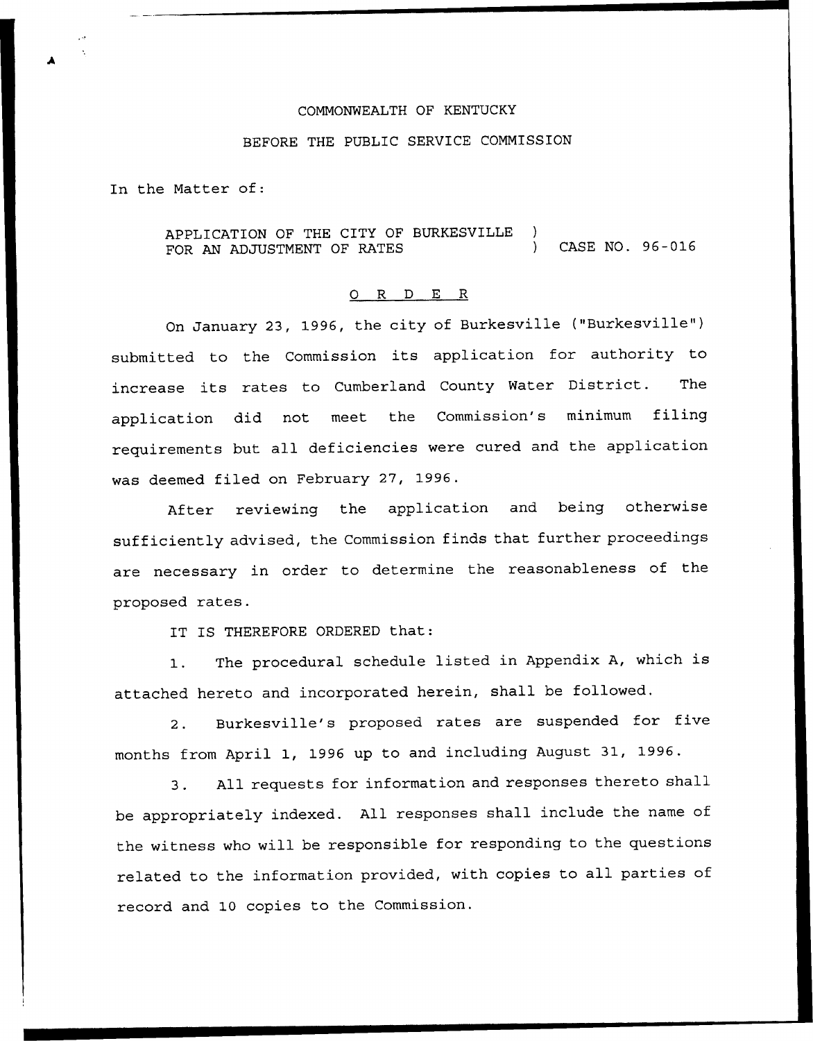COMMONWEALTH OF KENTUCKY

BEFORE THE PUBLIC SERVICE COMMISSION

In the Matter of:

APPLICATION OF THE CITY OF BURKESVILLE FOR AN ADJUSTMENT OF RATES ) CASE NO. 96-016

## ORDER

On January 23, 1996, the city of Burkesville ("Burkesville") submitted to the Commission its application for authority to increase its rates to Cumberland County Water District. The application did not meet the Commission's minimum filing requirements but all deficiencies were cured and the application was deemed filed on February 27, 1996.

After reviewing the application and being otherwise sufficiently advised, the Commission finds that further proceedings are necessary in order to determine the reasonableness of the proposed rates.

IT IS THEREFORE ORDERED that:

1. The procedural schedule listed in Appendix A, which is attached hereto and incorporated herein, shall be followed.

2. Burkesville's proposed rates are suspended for five months from April 1, 1996 up to and including August 31, 1996.

3. All requests for information and responses thereto shall be appropriately indexed. All responses shall include the name of the witness who will be responsible for responding to the questions related to the information provided, with copies to all parties of record and 10 copies to the Commission.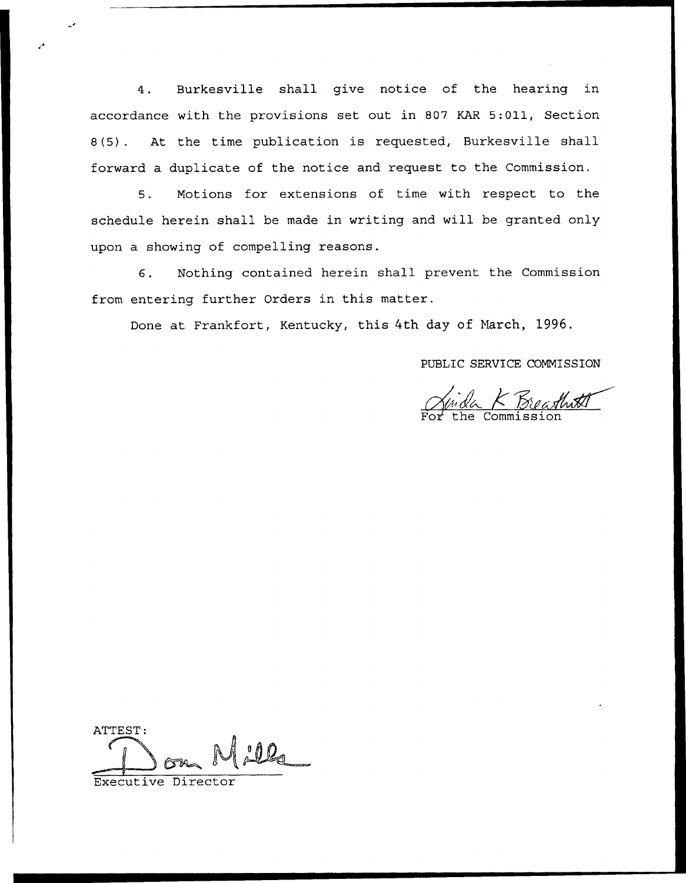4. Burkesville shall give notice of the hearing in accordance with the provisions set out in 807 KAR 5:011, Section 8(5). At the time publication is requested, Burkesville shall forward a duplicate of the notice and request to the Commission.

5. Motions for extensions of time with respect to the schedule herein shall be made in writing and will be granted only upon a showing of compelling reasons.

6. Nothing contained herein shall prevent the Commission from entering further Orders in this matter.

Done at Frankfort, Kentucky, this 4th day of March, 1996.

PUBLIC SERVICE COMMISSION

Linda K Breathitt
For the Commission

ATTEST:

Don Mills
Executive Director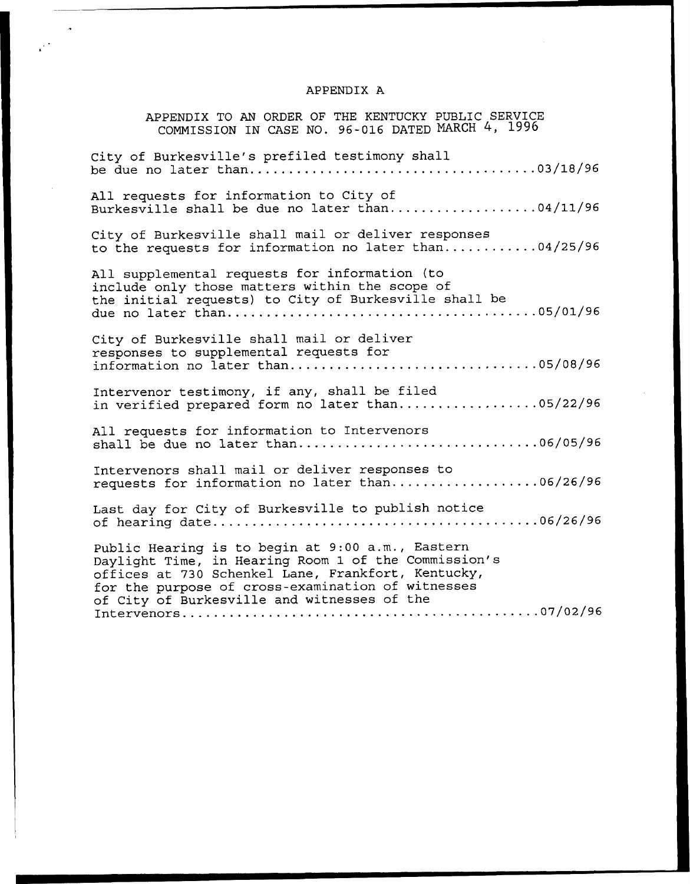# APPENDIX A

APPENDIX TO AN ORDER OF THE KENTUCKY PUBLIC SERVICE COMMISSION IN CASE NO. 96-016 DATED MARCH 4, 1996

City of Burkesville's prefiled testimony shall be due no later than....................................03/18/96

All requests for information to City of Burkesville shall be due no later than..................04/11/96

City of Burkesville shall mail or deliver responses to the requests for information no later than...........04/25/96

All supplemental requests for information (to include only those matters within the scope of the initial requests) to City of Burkesville shall be due no later than.......................................05/01/96

City of Burkesville shall mail or deliver responses to supplemental requests for information no later than...............................05/08/96

Intervenor testimony, if any, shall be filed in verified prepared form no later than.................05/22/96

All requests for information to Intervenors shall be due no later than.............................06/05/96

Intervenors shall mail or deliver responses to requests for information no later than..................06/26/96

Last day for City of Burkesville to publish notice of hearing date.........................................06/26/96

Public Hearing is to begin at 9:00 a.m., Eastern Daylight Time, in Hearing Room 1 of the Commission's offices at 730 Schenkel Lane, Frankfort, Kentucky, for the purpose of cross-examination of witnesses of City of Burkesville and witnesses of the Intervenors.............................................07/02/96